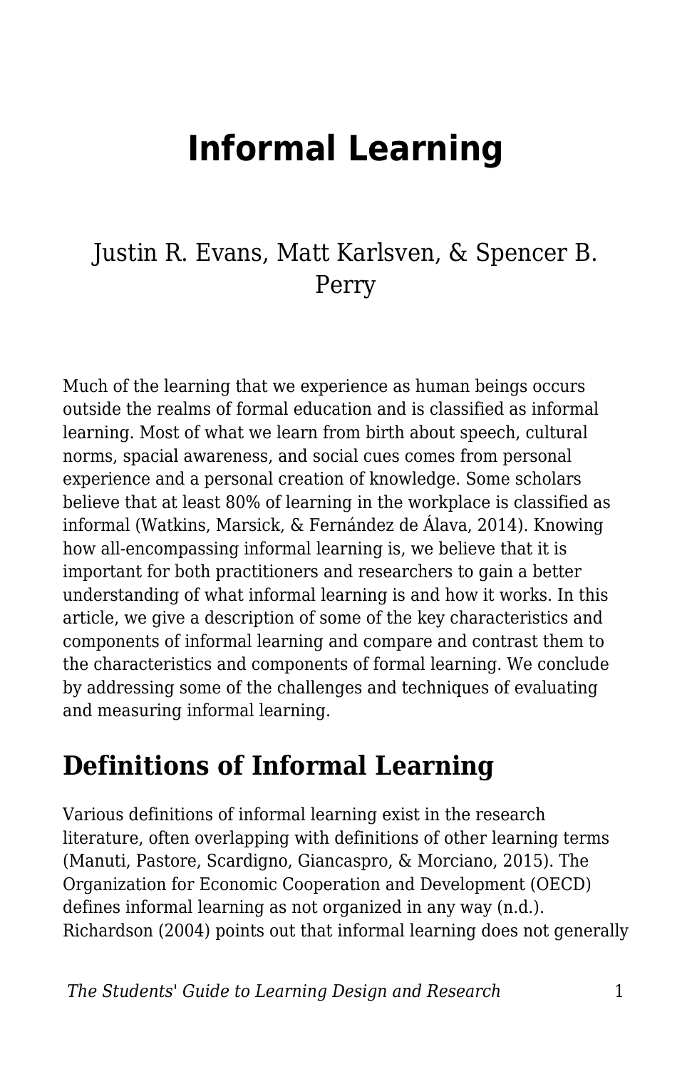# Informal Learning

Justin R. Evans, Matt Karlsven, & Spencer B. Perry

Much of the learning that we experience as human beings occurs outside the realms of formal education and is classified as informal learning. Most of what we learn from birth about speech, cultural norms, spacial awareness, and social cues comes from personal experience and a personal creation of knowledge. Some scholars believe that at least 80% of learning in the workplace is classified as informal (Watkins, Marsick, & Fernández de Álava, 2014). Knowing how all-encompassing informal learning is, we believe that it is important for both practitioners and researchers to gain a better understanding of what informal learning is and how it works. In this article, we give a description of some of the key characteristics and components of informal learning and compare and contrast them to the characteristics and components of formal learning. We conclude by addressing some of the challenges and techniques of evaluating and measuring informal learning.

## Definitions of Informal Learning

Various definitions of informal learning exist in the research literature, often overlapping with definitions of other learning terms (Manuti, Pastore, Scardigno, Giancaspro, & Morciano, 2015). The Organization for Economic Cooperation and Development (OECD) defines informal learning as not organized in any way (n.d.). Richardson (2004) points out that informal learning does not generally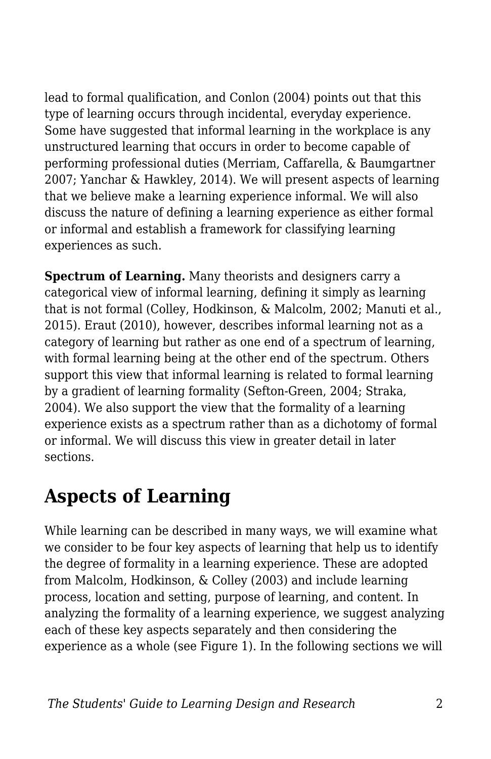lead to formal qualification, and Conlon (2004) points out that this type of learning occurs through incidental, everyday experience. Some have suggested that informal learning in the workplace is any unstructured learning that occurs in order to become capable of performing professional duties (Merriam, Caffarella, & Baumgartner 2007; Yanchar & Hawkley, 2014). We will present aspects of learning that we believe make a learning experience informal. We will also discuss the nature of defining a learning experience as either formal or informal and establish a framework for classifying learning experiences as such.

**Spectrum of Learning.** Many theorists and designers carry a categorical view of informal learning, defining it simply as learning that is not formal (Colley, Hodkinson, & Malcolm, 2002; Manuti et al., 2015). Eraut (2010), however, describes informal learning not as a category of learning but rather as one end of a spectrum of learning, with formal learning being at the other end of the spectrum. Others support this view that informal learning is related to formal learning by a gradient of learning formality (Sefton-Green, 2004; Straka, 2004). We also support the view that the formality of a learning experience exists as a spectrum rather than as a dichotomy of formal or informal. We will discuss this view in greater detail in later sections.

## Aspects of Learning

While learning can be described in many ways, we will examine what we consider to be four key aspects of learning that help us to identify the degree of formality in a learning experience. These are adopted from Malcolm, Hodkinson, & Colley (2003) and include learning process, location and setting, purpose of learning, and content. In analyzing the formality of a learning experience, we suggest analyzing each of these key aspects separately and then considering the experience as a whole (see Figure 1). In the following sections we will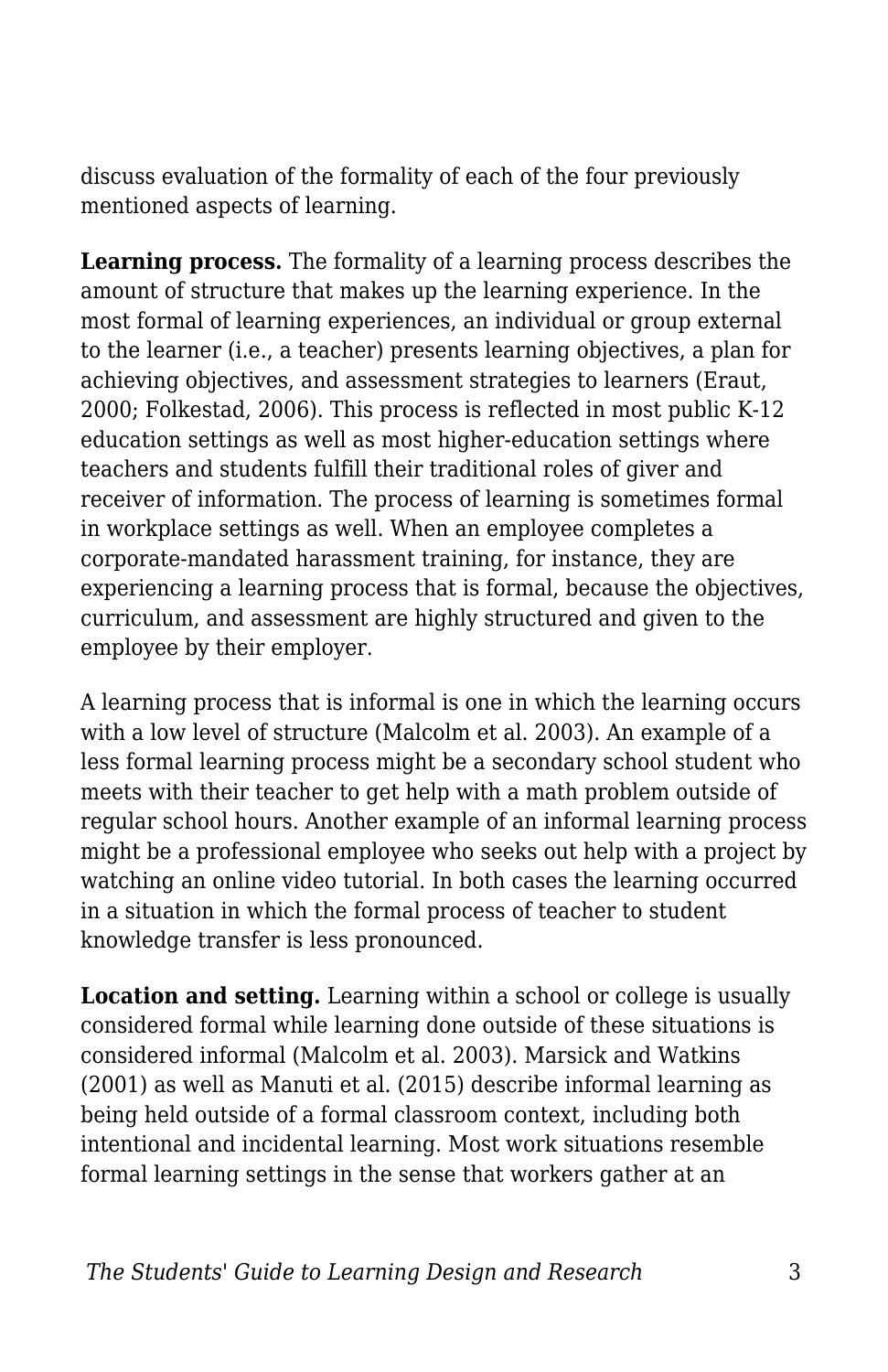discuss evaluation of the formality of each of the four previously mentioned aspects of learning.

**Learning process.** The formality of a learning process describes the amount of structure that makes up the learning experience. In the most formal of learning experiences, an individual or group external to the learner (i.e., a teacher) presents learning objectives, a plan for achieving objectives, and assessment strategies to learners (Eraut, 2000; Folkestad, 2006). This process is reflected in most public K-12 education settings as well as most higher-education settings where teachers and students fulfill their traditional roles of giver and receiver of information. The process of learning is sometimes formal in workplace settings as well. When an employee completes a corporate-mandated harassment training, for instance, they are experiencing a learning process that is formal, because the objectives, curriculum, and assessment are highly structured and given to the employee by their employer.

A learning process that is informal is one in which the learning occurs with a low level of structure (Malcolm et al. 2003). An example of a less formal learning process might be a secondary school student who meets with their teacher to get help with a math problem outside of regular school hours. Another example of an informal learning process might be a professional employee who seeks out help with a project by watching an online video tutorial. In both cases the learning occurred in a situation in which the formal process of teacher to student knowledge transfer is less pronounced.

**Location and setting.** Learning within a school or college is usually considered formal while learning done outside of these situations is considered informal (Malcolm et al. 2003). Marsick and Watkins (2001) as well as Manuti et al. (2015) describe informal learning as being held outside of a formal classroom context, including both intentional and incidental learning. Most work situations resemble formal learning settings in the sense that workers gather at an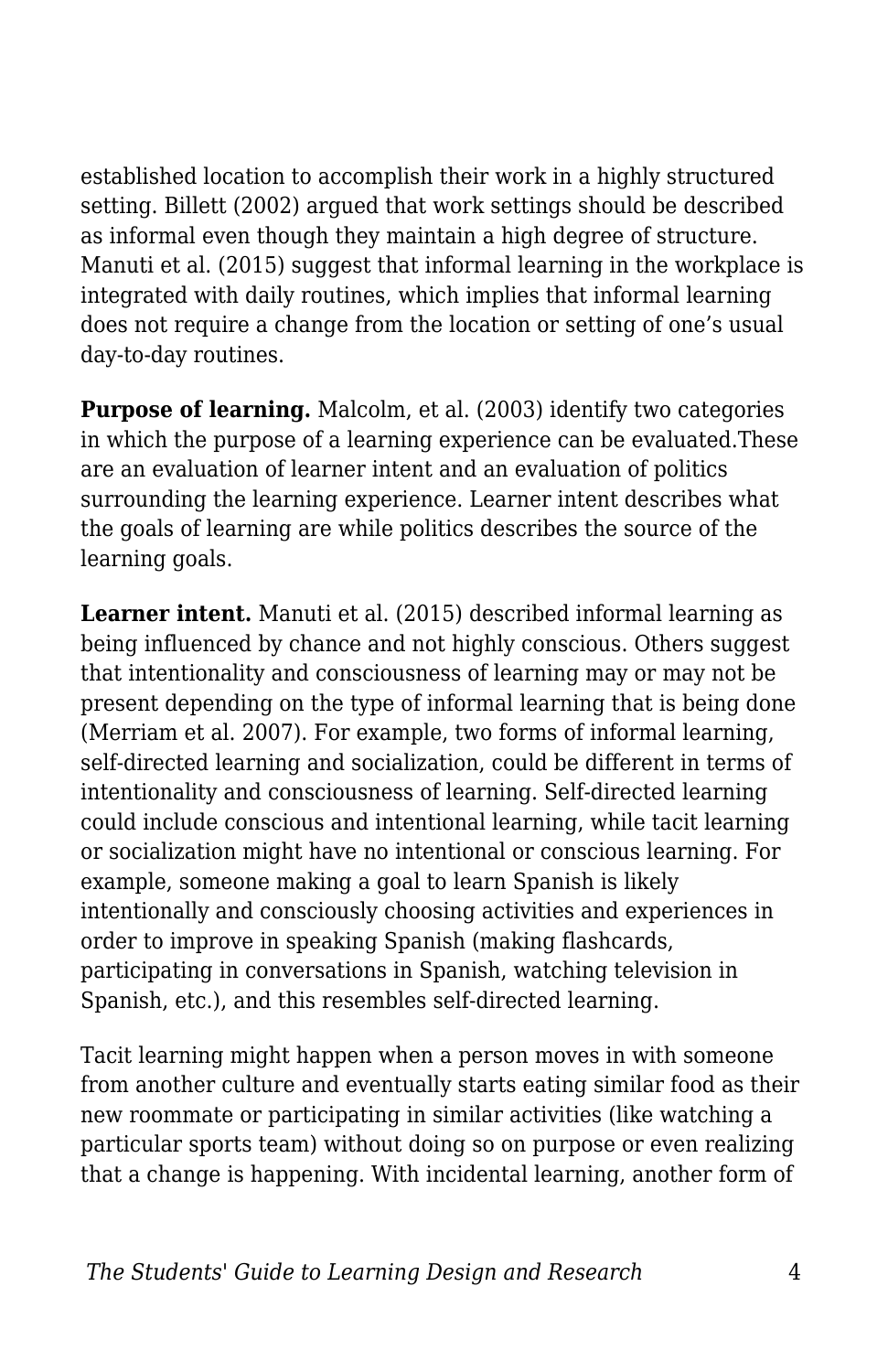established location to accomplish their work in a highly structured setting. Billett (2002) argued that work settings should be described as informal even though they maintain a high degree of structure. Manuti et al. (2015) suggest that informal learning in the workplace is integrated with daily routines, which implies that informal learning does not require a change from the location or setting of one's usual day-to-day routines.

**Purpose of learning.** Malcolm, et al. (2003) identify two categories in which the purpose of a learning experience can be evaluated.These are an evaluation of learner intent and an evaluation of politics surrounding the learning experience. Learner intent describes what the goals of learning are while politics describes the source of the learning goals.

**Learner intent.** Manuti et al. (2015) described informal learning as being influenced by chance and not highly conscious. Others suggest that intentionality and consciousness of learning may or may not be present depending on the type of informal learning that is being done (Merriam et al. 2007). For example, two forms of informal learning, self-directed learning and socialization, could be different in terms of intentionality and consciousness of learning. Self-directed learning could include conscious and intentional learning, while tacit learning or socialization might have no intentional or conscious learning. For example, someone making a goal to learn Spanish is likely intentionally and consciously choosing activities and experiences in order to improve in speaking Spanish (making flashcards, participating in conversations in Spanish, watching television in Spanish, etc.), and this resembles self-directed learning.

Tacit learning might happen when a person moves in with someone from another culture and eventually starts eating similar food as their new roommate or participating in similar activities (like watching a particular sports team) without doing so on purpose or even realizing that a change is happening. With incidental learning, another form of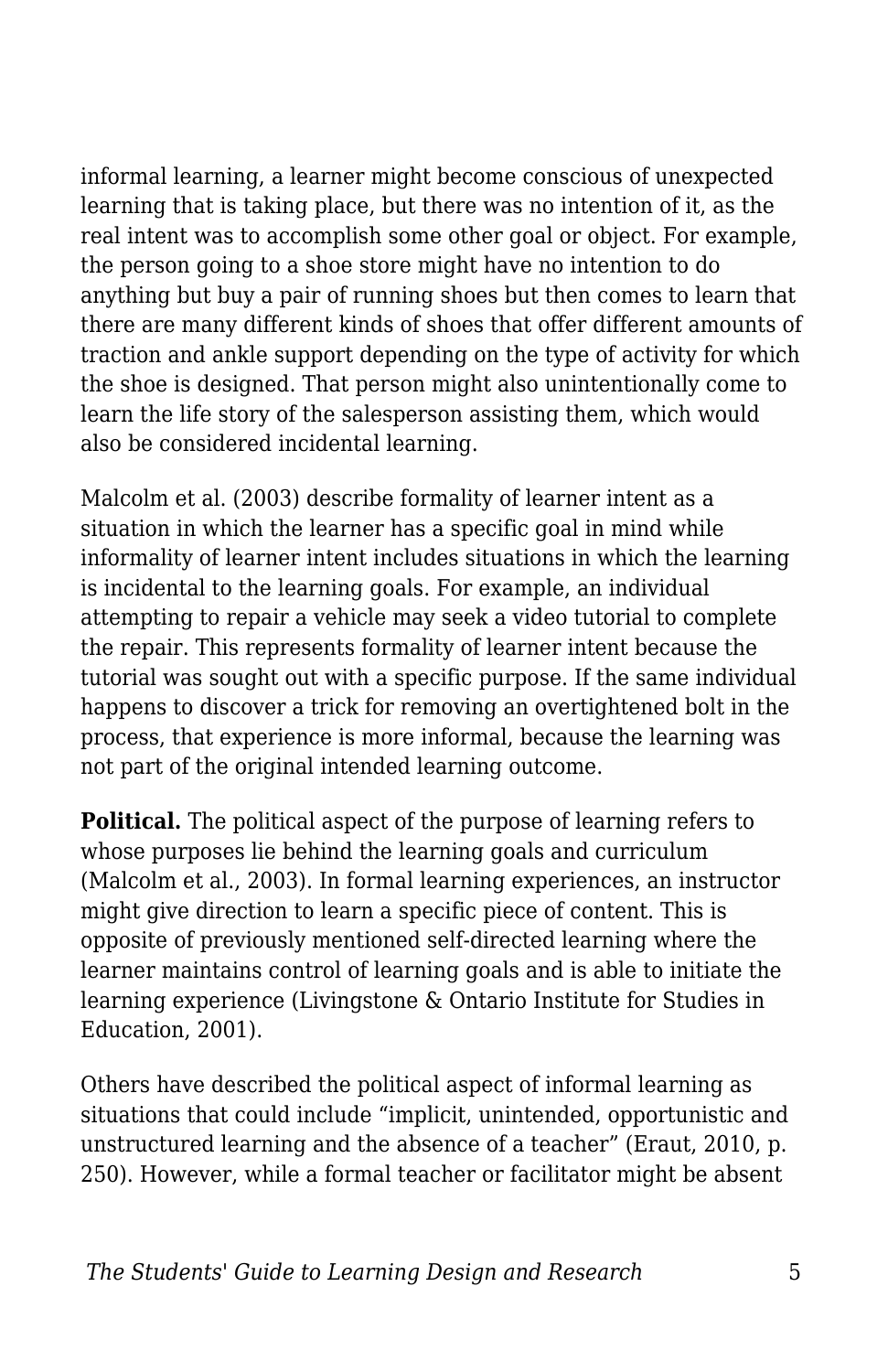informal learning, a learner might become conscious of unexpected learning that is taking place, but there was no intention of it, as the real intent was to accomplish some other goal or object. For example, the person going to a shoe store might have no intention to do anything but buy a pair of running shoes but then comes to learn that there are many different kinds of shoes that offer different amounts of traction and ankle support depending on the type of activity for which the shoe is designed. That person might also unintentionally come to learn the life story of the salesperson assisting them, which would also be considered incidental learning.

Malcolm et al. (2003) describe formality of learner intent as a situation in which the learner has a specific goal in mind while informality of learner intent includes situations in which the learning is incidental to the learning goals. For example, an individual attempting to repair a vehicle may seek a video tutorial to complete the repair. This represents formality of learner intent because the tutorial was sought out with a specific purpose. If the same individual happens to discover a trick for removing an overtightened bolt in the process, that experience is more informal, because the learning was not part of the original intended learning outcome.

**Political.** The political aspect of the purpose of learning refers to whose purposes lie behind the learning goals and curriculum (Malcolm et al., 2003). In formal learning experiences, an instructor might give direction to learn a specific piece of content. This is opposite of previously mentioned self-directed learning where the learner maintains control of learning goals and is able to initiate the learning experience (Livingstone & Ontario Institute for Studies in Education, 2001).

Others have described the political aspect of informal learning as situations that could include "implicit, unintended, opportunistic and unstructured learning and the absence of a teacher" (Eraut, 2010, p. 250). However, while a formal teacher or facilitator might be absent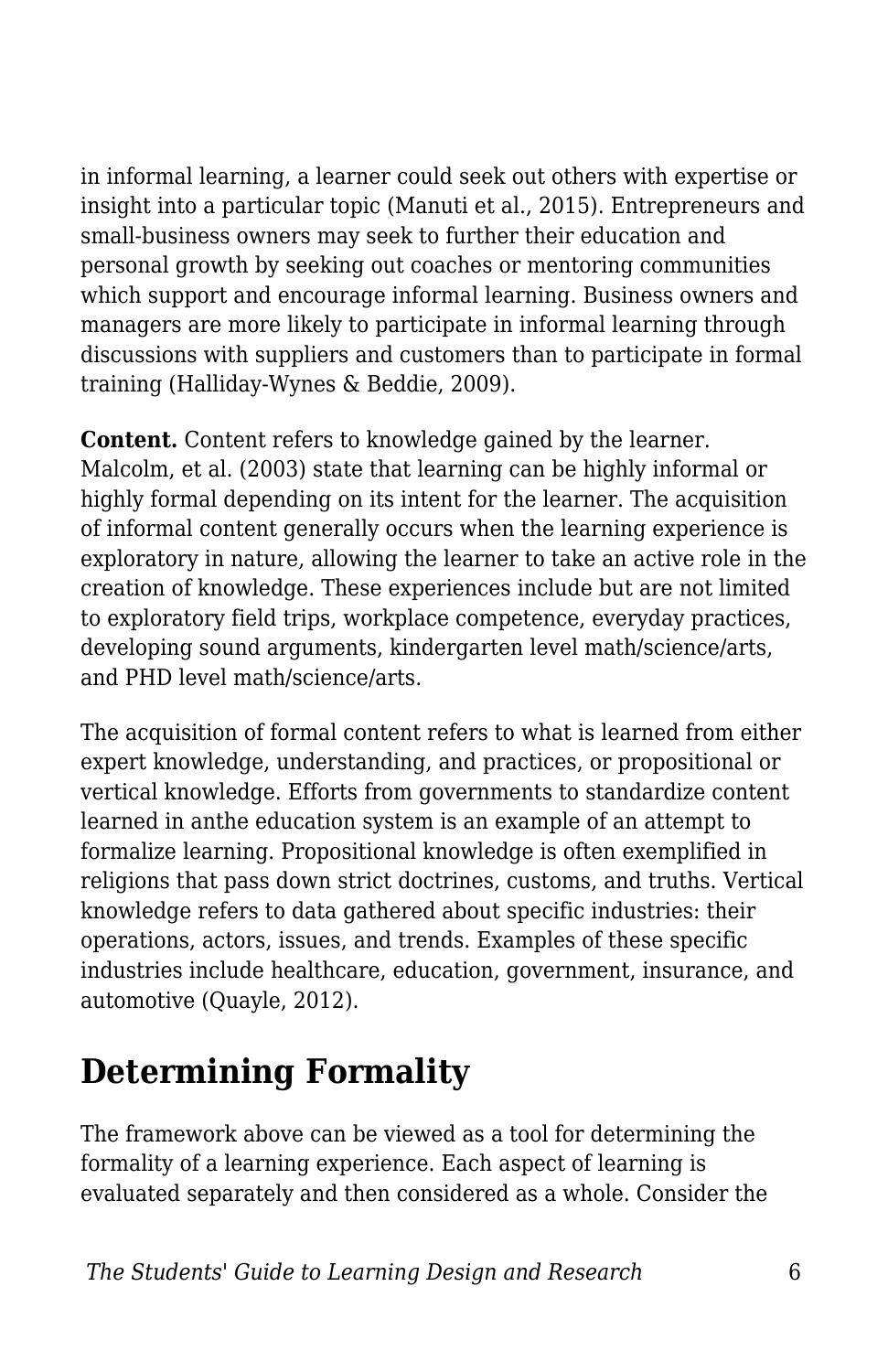in informal learning, a learner could seek out others with expertise or insight into a particular topic (Manuti et al., 2015). Entrepreneurs and small-business owners may seek to further their education and personal growth by seeking out coaches or mentoring communities which support and encourage informal learning. Business owners and managers are more likely to participate in informal learning through discussions with suppliers and customers than to participate in formal training (Halliday-Wynes & Beddie, 2009).

**Content.** Content refers to knowledge gained by the learner. Malcolm, et al. (2003) state that learning can be highly informal or highly formal depending on its intent for the learner. The acquisition of informal content generally occurs when the learning experience is exploratory in nature, allowing the learner to take an active role in the creation of knowledge. These experiences include but are not limited to exploratory field trips, workplace competence, everyday practices, developing sound arguments, kindergarten level math/science/arts, and PHD level math/science/arts.

The acquisition of formal content refers to what is learned from either expert knowledge, understanding, and practices, or propositional or vertical knowledge. Efforts from governments to standardize content learned in anthe education system is an example of an attempt to formalize learning. Propositional knowledge is often exemplified in religions that pass down strict doctrines, customs, and truths. Vertical knowledge refers to data gathered about specific industries: their operations, actors, issues, and trends. Examples of these specific industries include healthcare, education, government, insurance, and automotive (Quayle, 2012).

## Determining Formality

The framework above can be viewed as a tool for determining the formality of a learning experience. Each aspect of learning is evaluated separately and then considered as a whole. Consider the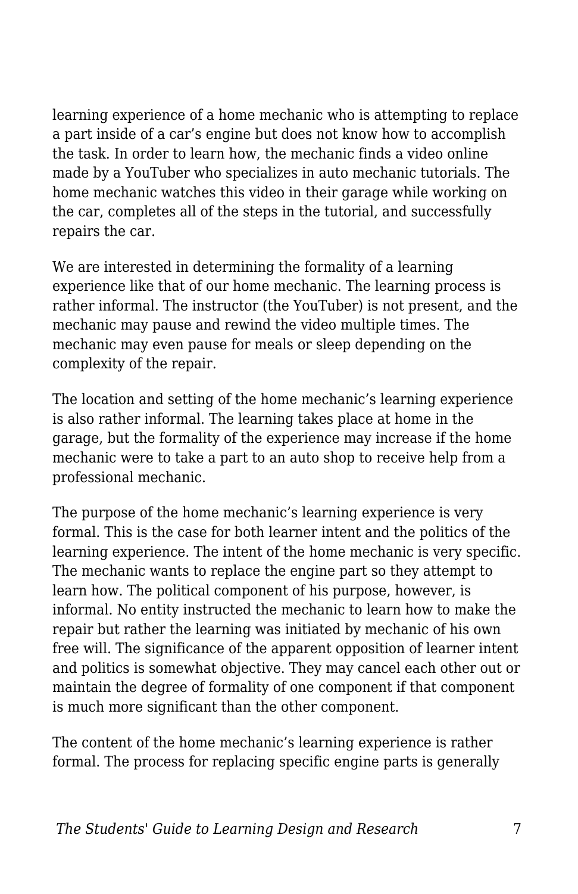learning experience of a home mechanic who is attempting to replace a part inside of a car's engine but does not know how to accomplish the task. In order to learn how, the mechanic finds a video online made by a YouTuber who specializes in auto mechanic tutorials. The home mechanic watches this video in their garage while working on the car, completes all of the steps in the tutorial, and successfully repairs the car.

We are interested in determining the formality of a learning experience like that of our home mechanic. The learning process is rather informal. The instructor (the YouTuber) is not present, and the mechanic may pause and rewind the video multiple times. The mechanic may even pause for meals or sleep depending on the complexity of the repair.

The location and setting of the home mechanic's learning experience is also rather informal. The learning takes place at home in the garage, but the formality of the experience may increase if the home mechanic were to take a part to an auto shop to receive help from a professional mechanic.

The purpose of the home mechanic's learning experience is very formal. This is the case for both learner intent and the politics of the learning experience. The intent of the home mechanic is very specific. The mechanic wants to replace the engine part so they attempt to learn how. The political component of his purpose, however, is informal. No entity instructed the mechanic to learn how to make the repair but rather the learning was initiated by mechanic of his own free will. The significance of the apparent opposition of learner intent and politics is somewhat objective. They may cancel each other out or maintain the degree of formality of one component if that component is much more significant than the other component.

The content of the home mechanic's learning experience is rather formal. The process for replacing specific engine parts is generally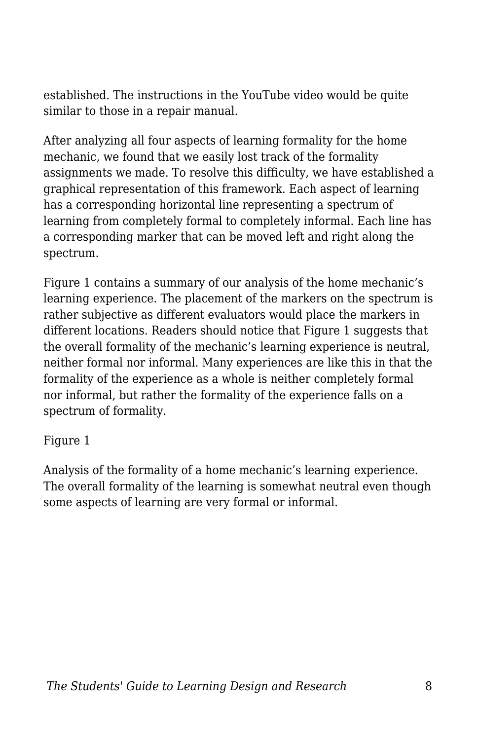established. The instructions in the YouTube video would be quite similar to those in a repair manual.

After analyzing all four aspects of learning formality for the home mechanic, we found that we easily lost track of the formality assignments we made. To resolve this difficulty, we have established a graphical representation of this framework. Each aspect of learning has a corresponding horizontal line representing a spectrum of learning from completely formal to completely informal. Each line has a corresponding marker that can be moved left and right along the spectrum.

Figure 1 contains a summary of our analysis of the home mechanic's learning experience. The placement of the markers on the spectrum is rather subjective as different evaluators would place the markers in different locations. Readers should notice that Figure 1 suggests that the overall formality of the mechanic's learning experience is neutral, neither formal nor informal. Many experiences are like this in that the formality of the experience as a whole is neither completely formal nor informal, but rather the formality of the experience falls on a spectrum of formality.

Figure 1

Analysis of the formality of a home mechanic's learning experience. The overall formality of the learning is somewhat neutral even though some aspects of learning are very formal or informal.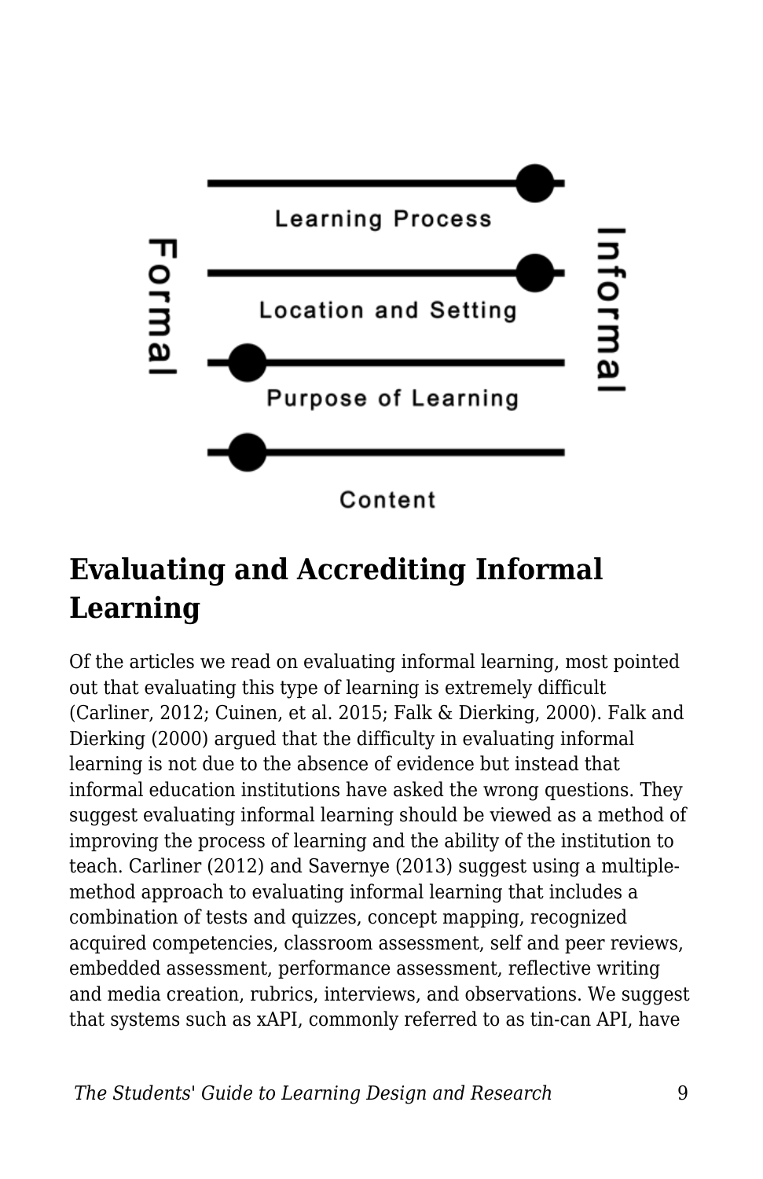## Evaluating and Accrediting Informal Learning

Of the articles we read on evaluating informal learning, most pointed out that evaluating this type of learning is extremely difficult (Carliner, 2012; Cuinen, et al. 2015; Falk & Dierking, 2000). Falk and Dierking (2000) argued that the difficulty in evaluating informal learning is not due to the absence of evidence but instead that informal education institutions have asked the wrong questions. They suggest evaluating informal learning should be viewed as a method of improving the process of learning and the ability of the institution to teach. Carliner (2012) and Savernye (2013) suggest using a multiple-method approach to evaluating informal learning that includes a combination of tests and quizzes, concept mapping, recognized acquired competencies, classroom assessment, self and peer reviews, embedded assessment, performance assessment, reflective writing and media creation, rubrics, interviews, and observations. We suggest that systems such as xAPI, commonly referred to as tin-can API, have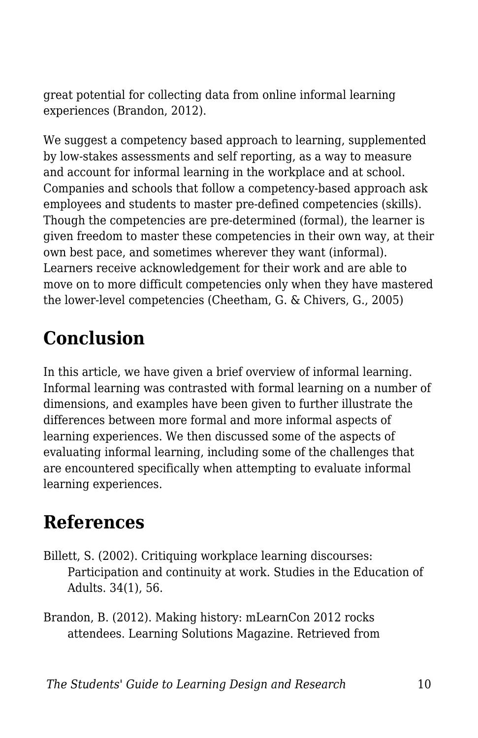great potential for collecting data from online informal learning experiences (Brandon, 2012).

We suggest a competency based approach to learning, supplemented by low-stakes assessments and self reporting, as a way to measure and account for informal learning in the workplace and at school. Companies and schools that follow a competency-based approach ask employees and students to master pre-defined competencies (skills). Though the competencies are pre-determined (formal), the learner is given freedom to master these competencies in their own way, at their own best pace, and sometimes wherever they want (informal). Learners receive acknowledgement for their work and are able to move on to more difficult competencies only when they have mastered the lower-level competencies (Cheetham, G. & Chivers, G., 2005)

## Conclusion

In this article, we have given a brief overview of informal learning. Informal learning was contrasted with formal learning on a number of dimensions, and examples have been given to further illustrate the differences between more formal and more informal aspects of learning experiences. We then discussed some of the aspects of evaluating informal learning, including some of the challenges that are encountered specifically when attempting to evaluate informal learning experiences.

## References

Billett, S. (2002). Critiquing workplace learning discourses: Participation and continuity at work. Studies in the Education of Adults. 34(1), 56.

Brandon, B. (2012). Making history: mLearnCon 2012 rocks attendees. Learning Solutions Magazine. Retrieved from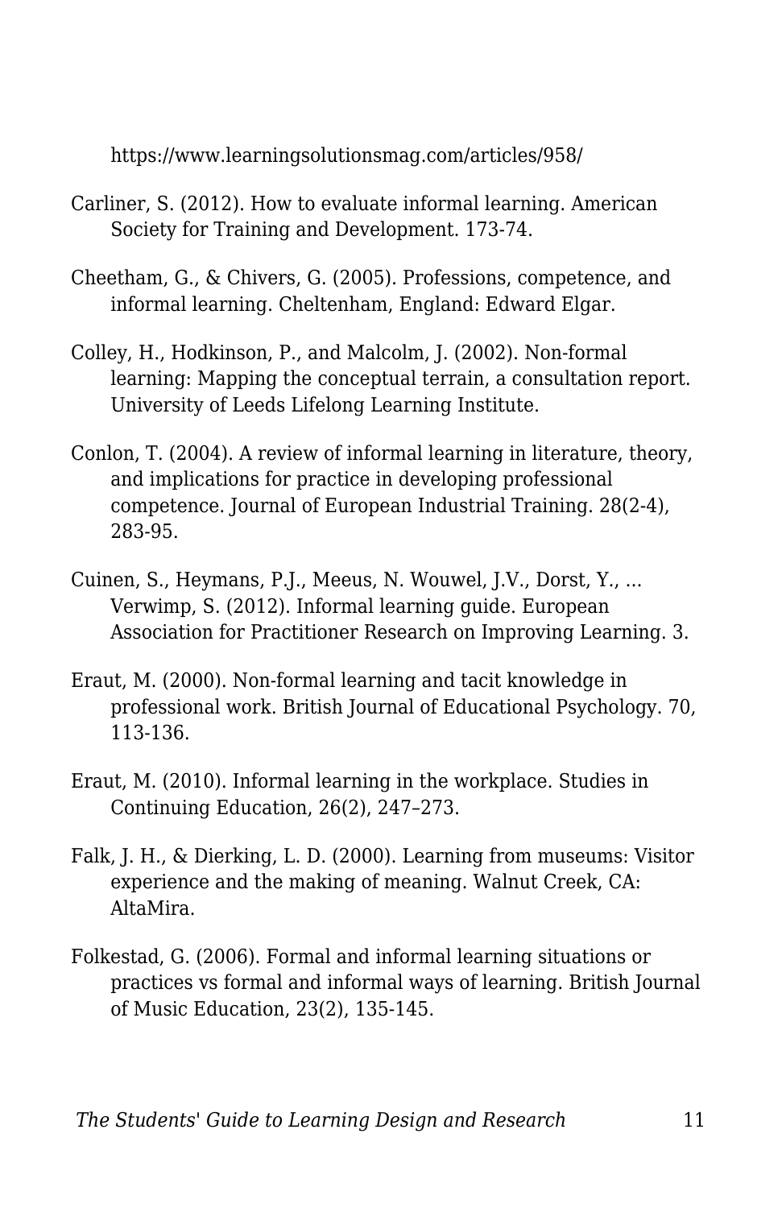https://www.learningsolutionsmag.com/articles/958/

Carliner, S. (2012). How to evaluate informal learning. American Society for Training and Development. 173-74.

Cheetham, G., & Chivers, G. (2005). Professions, competence, and informal learning. Cheltenham, England: Edward Elgar.

Colley, H., Hodkinson, P., and Malcolm, J. (2002). Non-formal learning: Mapping the conceptual terrain, a consultation report. University of Leeds Lifelong Learning Institute.

Conlon, T. (2004). A review of informal learning in literature, theory, and implications for practice in developing professional competence. Journal of European Industrial Training. 28(2-4), 283-95.

Cuinen, S., Heymans, P.J., Meeus, N. Wouwel, J.V., Dorst, Y., ... Verwimp, S. (2012). Informal learning guide. European Association for Practitioner Research on Improving Learning. 3.

Eraut, M. (2000). Non-formal learning and tacit knowledge in professional work. British Journal of Educational Psychology. 70, 113-136.

Eraut, M. (2010). Informal learning in the workplace. Studies in Continuing Education, 26(2), 247–273.

Falk, J. H., & Dierking, L. D. (2000). Learning from museums: Visitor experience and the making of meaning. Walnut Creek, CA: AltaMira.

Folkestad, G. (2006). Formal and informal learning situations or practices vs formal and informal ways of learning. British Journal of Music Education, 23(2), 135-145.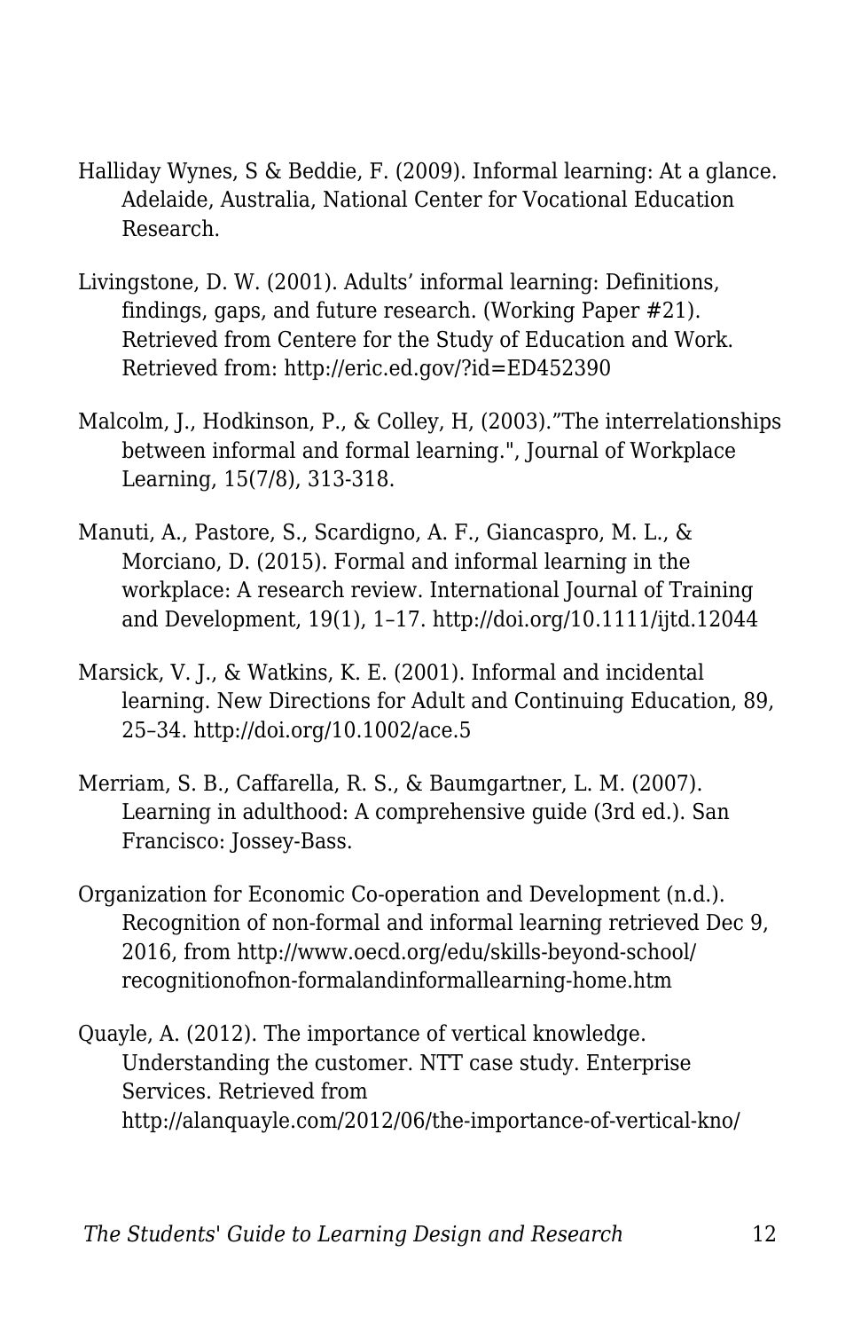Halliday Wynes, S & Beddie, F. (2009). Informal learning: At a glance. Adelaide, Australia, National Center for Vocational Education Research.

Livingstone, D. W. (2001). Adults' informal learning: Definitions, findings, gaps, and future research. (Working Paper #21). Retrieved from Centere for the Study of Education and Work. Retrieved from: http://eric.ed.gov/?id=ED452390

Malcolm, J., Hodkinson, P., & Colley, H, (2003)."The interrelationships between informal and formal learning.", Journal of Workplace Learning, 15(7/8), 313-318.

Manuti, A., Pastore, S., Scardigno, A. F., Giancaspro, M. L., & Morciano, D. (2015). Formal and informal learning in the workplace: A research review. International Journal of Training and Development, 19(1), 1–17. http://doi.org/10.1111/ijtd.12044

Marsick, V. J., & Watkins, K. E. (2001). Informal and incidental learning. New Directions for Adult and Continuing Education, 89, 25–34. http://doi.org/10.1002/ace.5

Merriam, S. B., Caffarella, R. S., & Baumgartner, L. M. (2007). Learning in adulthood: A comprehensive guide (3rd ed.). San Francisco: Jossey-Bass.

Organization for Economic Co-operation and Development (n.d.). Recognition of non-formal and informal learning retrieved Dec 9, 2016, from http://www.oecd.org/edu/skills-beyond-school/recognitionofnon-formalandinformallearning-home.htm

Quayle, A. (2012). The importance of vertical knowledge. Understanding the customer. NTT case study. Enterprise Services. Retrieved from http://alanquayle.com/2012/06/the-importance-of-vertical-kno/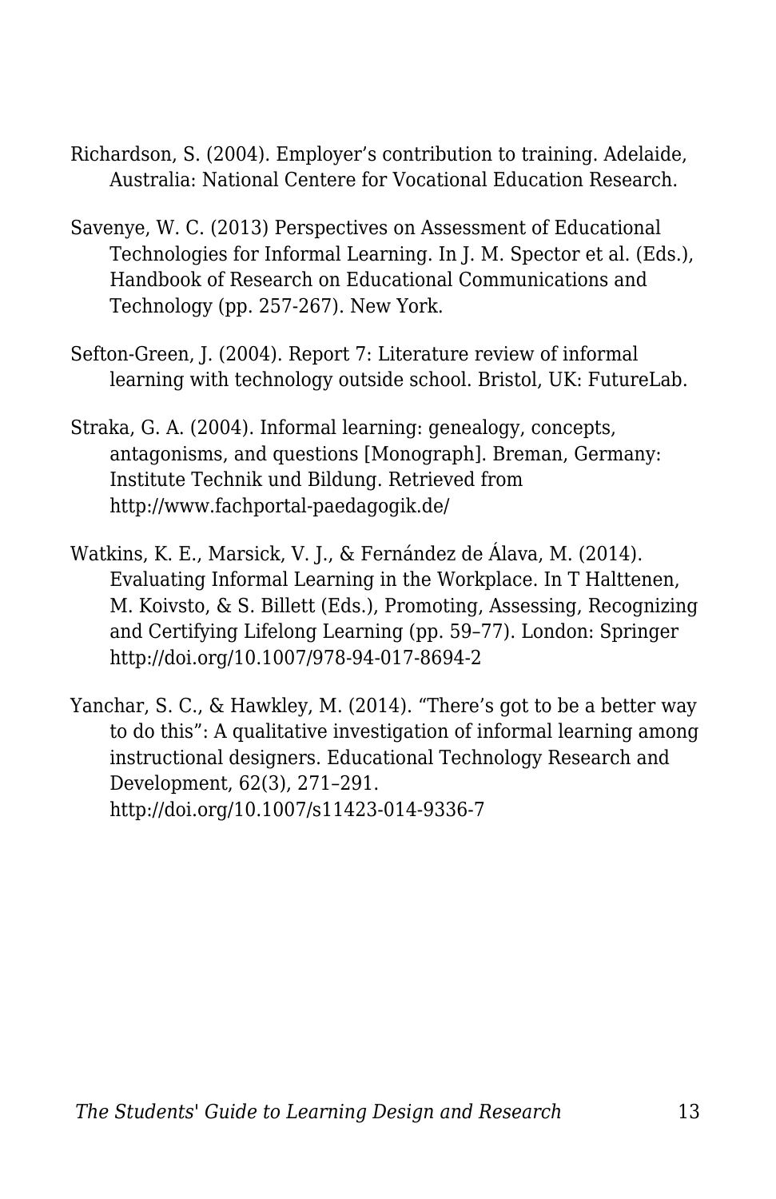Richardson, S. (2004). Employer’s contribution to training. Adelaide, Australia: National Centere for Vocational Education Research.

Savenye, W. C. (2013) Perspectives on Assessment of Educational Technologies for Informal Learning. In J. M. Spector et al. (Eds.), Handbook of Research on Educational Communications and Technology (pp. 257-267). New York.

Sefton-Green, J. (2004). Report 7: Literature review of informal learning with technology outside school. Bristol, UK: FutureLab.

Straka, G. A. (2004). Informal learning: genealogy, concepts, antagonisms, and questions [Monograph]. Breman, Germany: Institute Technik und Bildung. Retrieved from http://www.fachportal-paedagogik.de/

Watkins, K. E., Marsick, V. J., & Fernández de Álava, M. (2014). Evaluating Informal Learning in the Workplace. In T Halttenen, M. Koivsto, & S. Billett (Eds.), Promoting, Assessing, Recognizing and Certifying Lifelong Learning (pp. 59–77). London: Springer http://doi.org/10.1007/978-94-017-8694-2

Yanchar, S. C., & Hawkley, M. (2014). “There’s got to be a better way to do this”: A qualitative investigation of informal learning among instructional designers. Educational Technology Research and Development, 62(3), 271–291. http://doi.org/10.1007/s11423-014-9336-7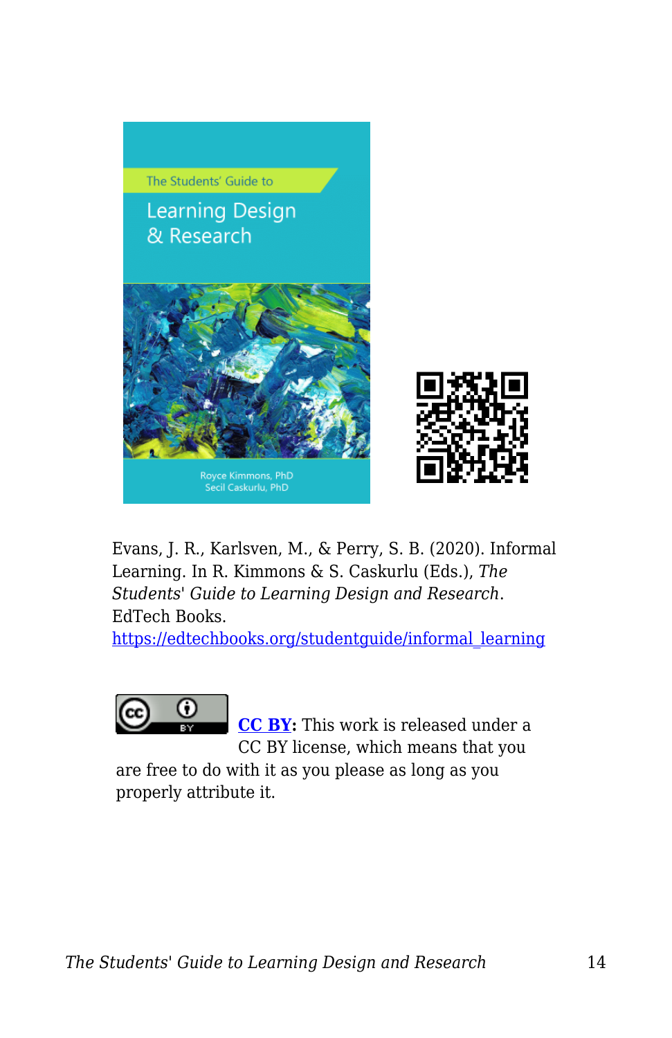Evans, J. R., Karlsven, M., & Perry, S. B. (2020). Informal Learning. In R. Kimmons & S. Caskurlu (Eds.), *The Students' Guide to Learning Design and Research*. EdTech Books. https://edtechbooks.org/studentguide/informal_learning

**CC BY:** This work is released under a CC BY license, which means that you are free to do with it as you please as long as you properly attribute it.